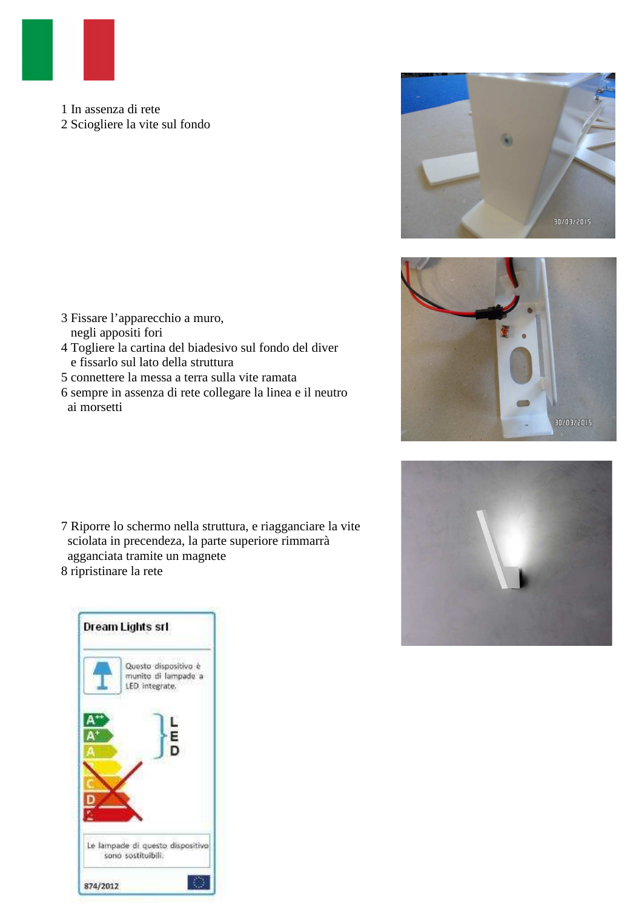1 In assenza di rete
2 Sciogliere la vite sul fondo

3 Fissare l’apparecchio a muro,
negli appositi fori
4 Togliere la cartina del biadesivo sul fondo del diver
e fissarlo sul lato della struttura
5 connettere la messa a terra sulla vite ramata
6 sempre in assenza di rete collegare la linea e il neutro
ai morsetti

7 Riporre lo schermo nella struttura, e riagganciare la vite
sciolata in precendeza, la parte superiore rimmarrà
agganciata tramite un magnete
8 ripristinare la rete

**Dream Lights srl**

Questo dispositivo è munito di lampade a LED integrate.

A++
A+
A
B
C
D
E

LED

Le lampade di questo dispositivo sono sostituibili.

874/2012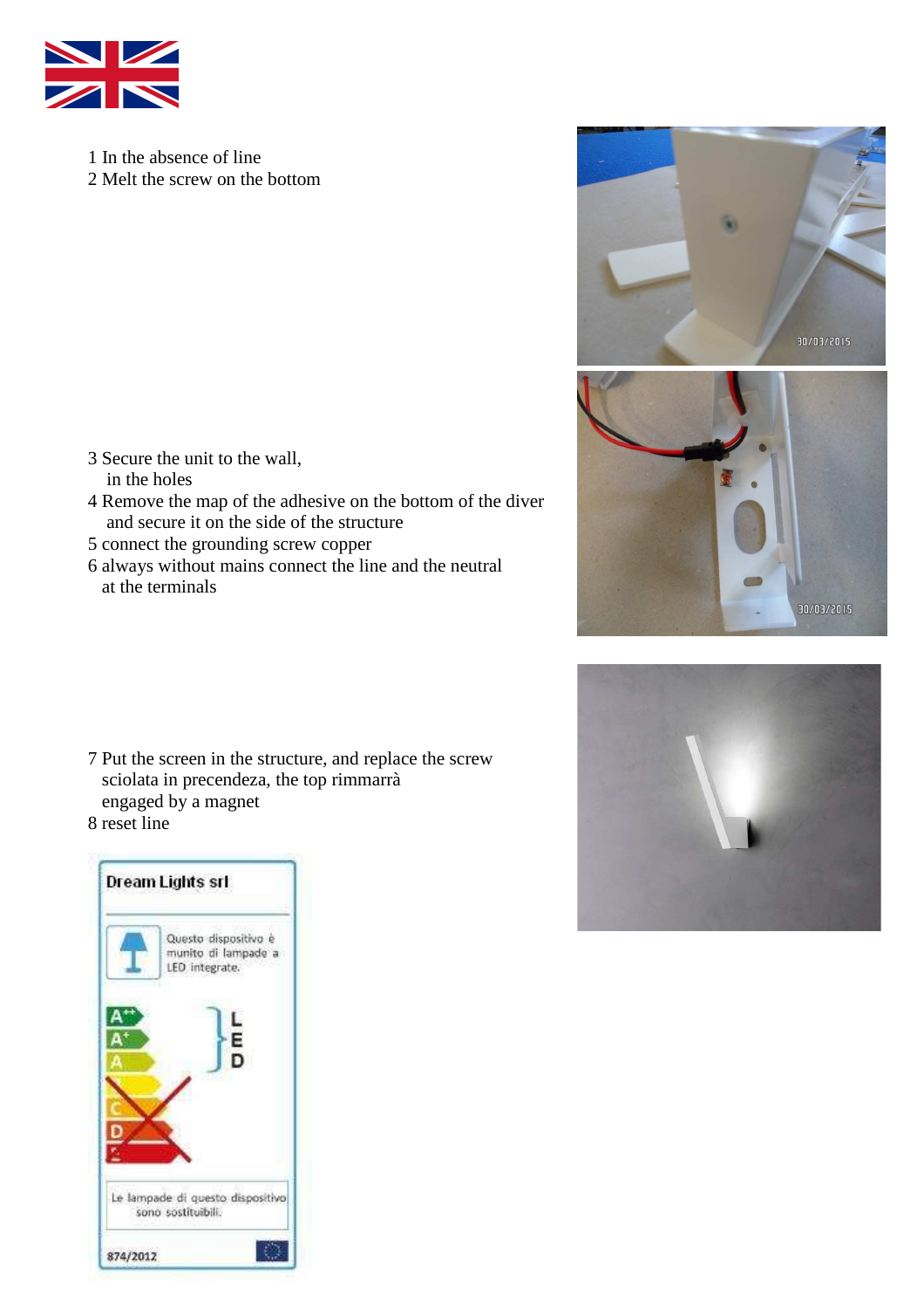1 In the absence of line
2 Melt the screw on the bottom

3 Secure the unit to the wall,
   in the holes
4 Remove the map of the adhesive on the bottom of the diver
   and secure it on the side of the structure
5 connect the grounding screw copper
6 always without mains connect the line and the neutral
   at the terminals

7 Put the screen in the structure, and replace the screw
   sciolata in precendeza, the top rimmarrà
   engaged by a magnet
8 reset line

**Dream Lights srl**

Questo dispositivo è munito di lampade a LED integrate.

A++ A+ A } LED

Le lampade di questo dispositivo sono sostituibili.

874/2012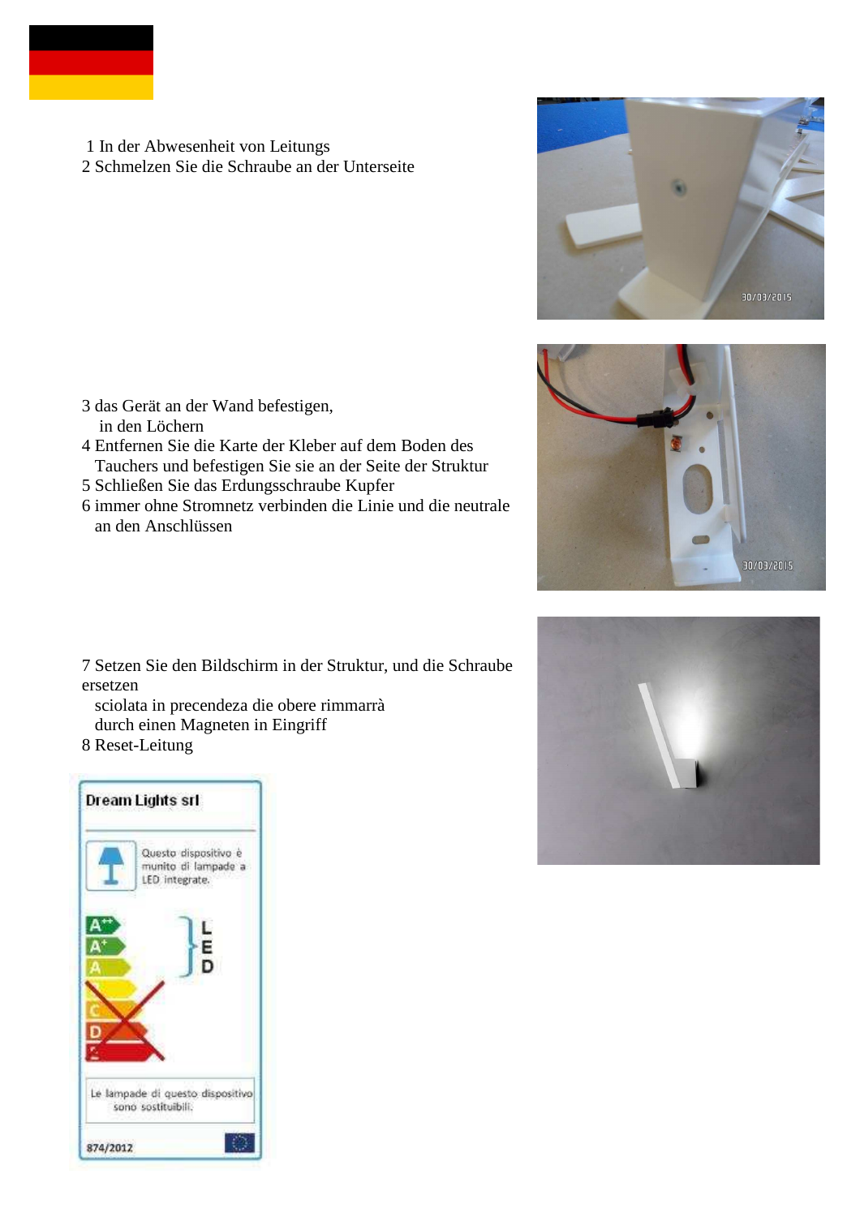1 In der Abwesenheit von Leitungs
2 Schmelzen Sie die Schraube an der Unterseite

3 das Gerät an der Wand befestigen,
in den Löchern
4 Entfernen Sie die Karte der Kleber auf dem Boden des Tauchers und befestigen Sie sie an der Seite der Struktur
5 Schließen Sie das Erdungsschraube Kupfer
6 immer ohne Stromnetz verbinden die Linie und die neutrale an den Anschlüssen

7 Setzen Sie den Bildschirm in der Struktur, und die Schraube ersetzen
sciolata in precendeza die obere rimmarrà
durch einen Magneten in Eingriff
8 Reset-Leitung

Dream Lights srl

Questo dispositivo è munito di lampade a LED integrate.

A++
A+
A
B
C
D
E

LED

Le lampade di questo dispositivo sono sostituibili.

874/2012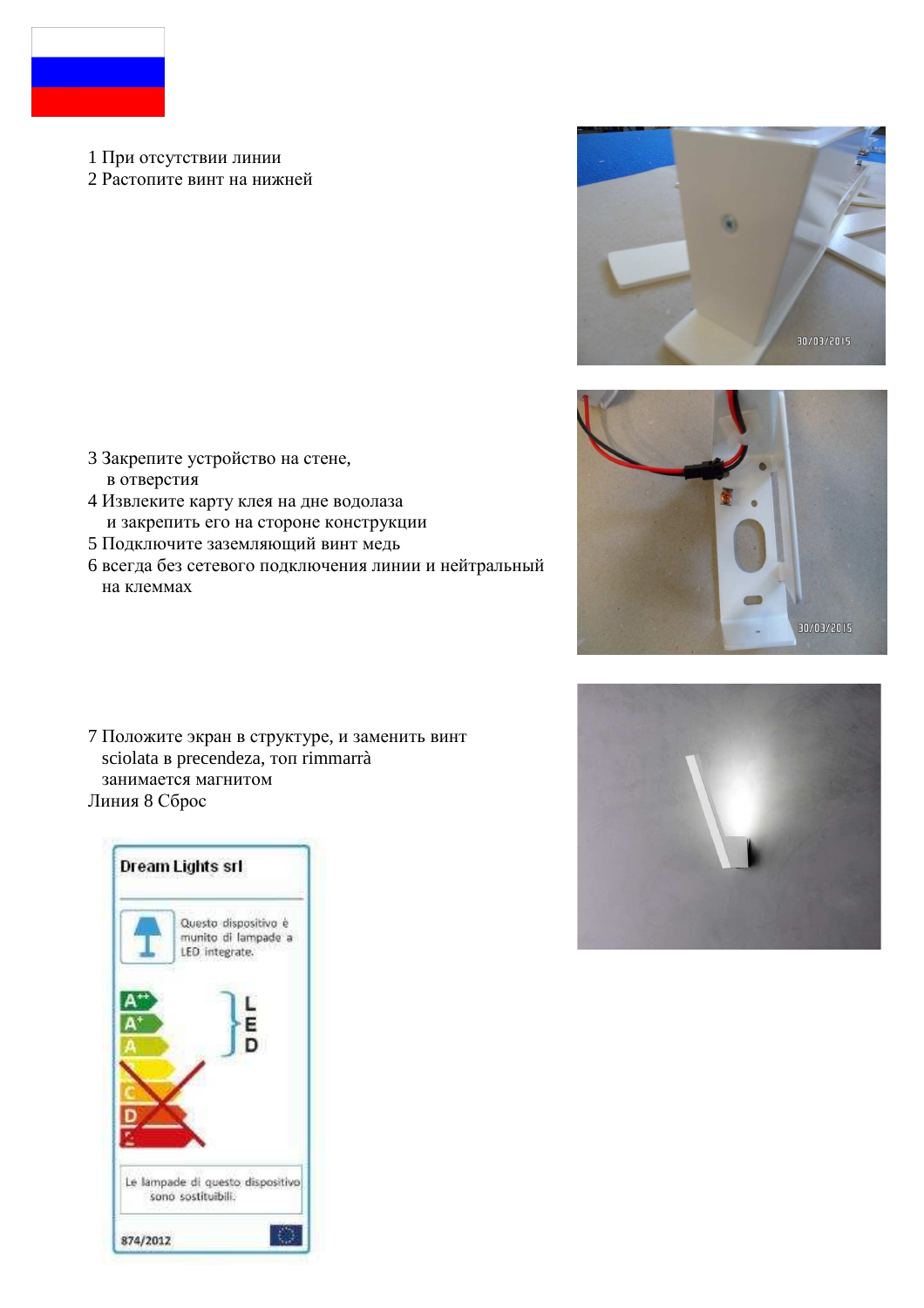1 При отсутствии линии
2 Растопите винт на нижней

3 Закрепите устройство на стене,
 в отверстия
4 Извлеките карту клея на дне водолаза
 и закрепить его на стороне конструкции
5 Подключите заземляющий винт медь
6 всегда без сетевого подключения линии и нейтральный
 на клеммах

7 Положите экран в структуре, и заменить винт
 sciolata в precendeza, топ rimmarrà
 занимается магнитом
Линия 8 Сброс

Dream Lights srl

Questo dispositivo è munito di lampade a LED integrate.

A++
A+
A
B
C
D
E

LED

Le lampade di questo dispositivo sono sostituibili.

874/2012